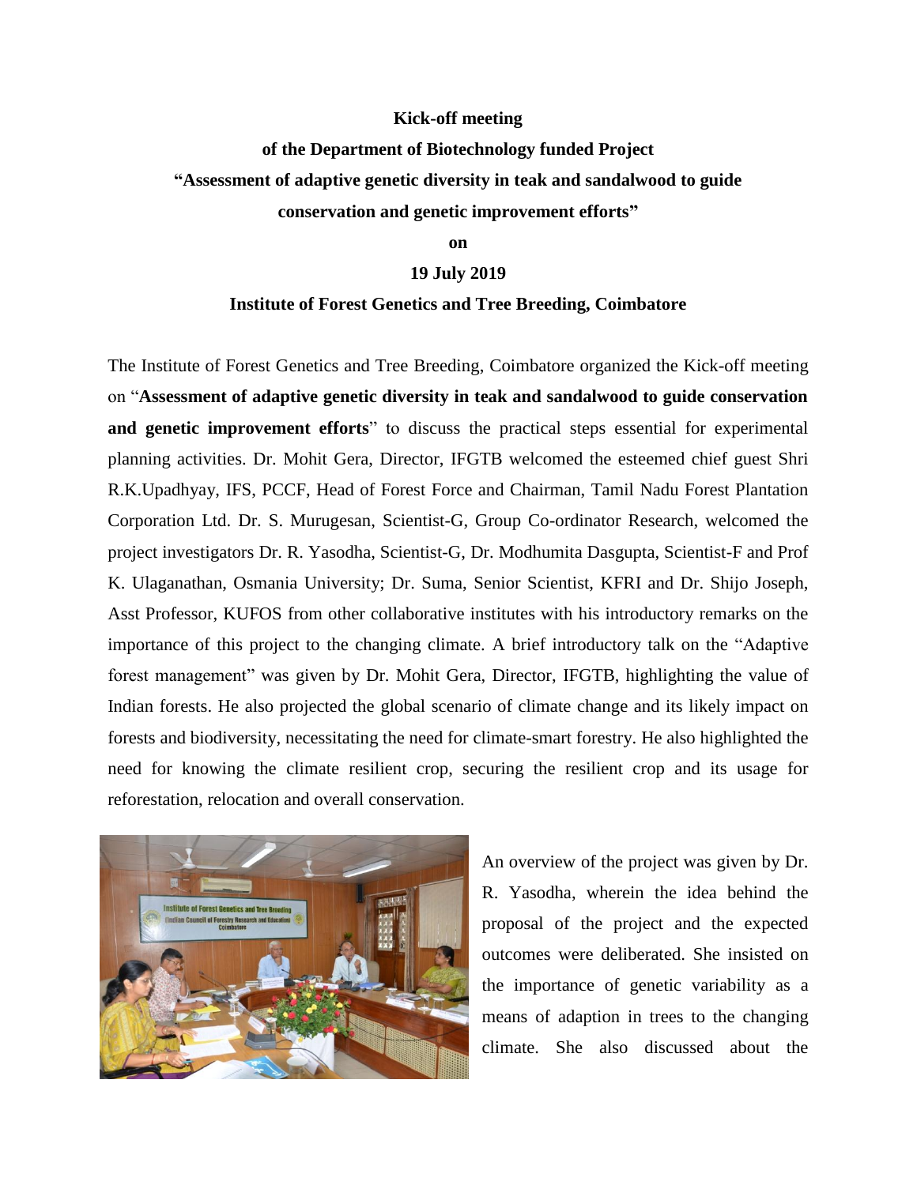**Kick-off meeting**

**of the Department of Biotechnology funded Project**

**"Assessment of adaptive genetic diversity in teak and sandalwood to guide conservation and genetic improvement efforts"**

**on**

**19 July 2019**

**Institute of Forest Genetics and Tree Breeding, Coimbatore**

The Institute of Forest Genetics and Tree Breeding, Coimbatore organized the Kick-off meeting on "**Assessment of adaptive genetic diversity in teak and sandalwood to guide conservation and genetic improvement efforts**" to discuss the practical steps essential for experimental planning activities. Dr. Mohit Gera, Director, IFGTB welcomed the esteemed chief guest Shri R.K.Upadhyay, IFS, PCCF, Head of Forest Force and Chairman, Tamil Nadu Forest Plantation Corporation Ltd. Dr. S. Murugesan, Scientist-G, Group Co-ordinator Research, welcomed the project investigators Dr. R. Yasodha, Scientist-G, Dr. Modhumita Dasgupta, Scientist-F and Prof K. Ulaganathan, Osmania University; Dr. Suma, Senior Scientist, KFRI and Dr. Shijo Joseph, Asst Professor, KUFOS from other collaborative institutes with his introductory remarks on the importance of this project to the changing climate. A brief introductory talk on the "Adaptive forest management" was given by Dr. Mohit Gera, Director, IFGTB, highlighting the value of Indian forests. He also projected the global scenario of climate change and its likely impact on forests and biodiversity, necessitating the need for climate-smart forestry. He also highlighted the need for knowing the climate resilient crop, securing the resilient crop and its usage for reforestation, relocation and overall conservation.

An overview of the project was given by Dr. R. Yasodha, wherein the idea behind the proposal of the project and the expected outcomes were deliberated. She insisted on the importance of genetic variability as a means of adaption in trees to the changing climate. She also discussed about the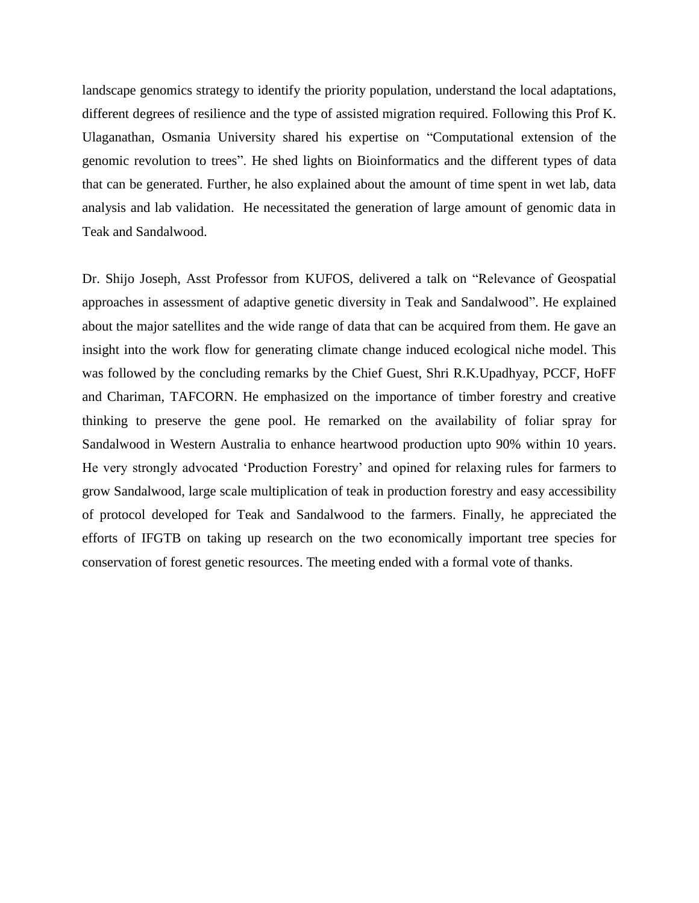landscape genomics strategy to identify the priority population, understand the local adaptations, different degrees of resilience and the type of assisted migration required. Following this Prof K. Ulaganathan, Osmania University shared his expertise on “Computational extension of the genomic revolution to trees”. He shed lights on Bioinformatics and the different types of data that can be generated. Further, he also explained about the amount of time spent in wet lab, data analysis and lab validation. He necessitated the generation of large amount of genomic data in Teak and Sandalwood.

Dr. Shijo Joseph, Asst Professor from KUFOS, delivered a talk on “Relevance of Geospatial approaches in assessment of adaptive genetic diversity in Teak and Sandalwood”. He explained about the major satellites and the wide range of data that can be acquired from them. He gave an insight into the work flow for generating climate change induced ecological niche model. This was followed by the concluding remarks by the Chief Guest, Shri R.K.Upadhyay, PCCF, HoFF and Chariman, TAFCORN. He emphasized on the importance of timber forestry and creative thinking to preserve the gene pool. He remarked on the availability of foliar spray for Sandalwood in Western Australia to enhance heartwood production upto 90% within 10 years. He very strongly advocated ‘Production Forestry’ and opined for relaxing rules for farmers to grow Sandalwood, large scale multiplication of teak in production forestry and easy accessibility of protocol developed for Teak and Sandalwood to the farmers. Finally, he appreciated the efforts of IFGTB on taking up research on the two economically important tree species for conservation of forest genetic resources. The meeting ended with a formal vote of thanks.